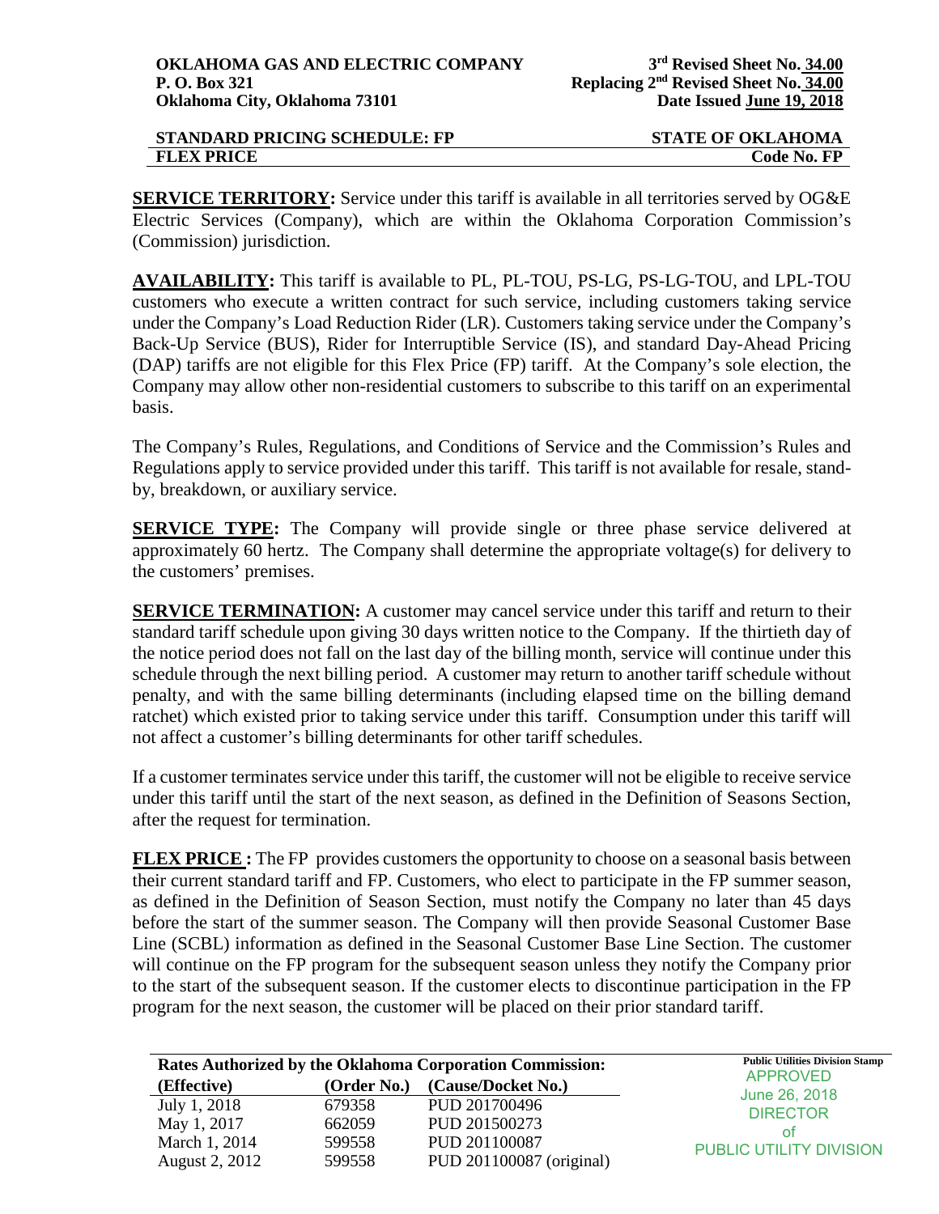**OKLAHOMA GAS AND ELECTRIC COMPANY**
**P. O. Box 321**
**Oklahoma City, Oklahoma 73101**

**3rd Revised Sheet No. 34.00**
**Replacing 2nd Revised Sheet No. 34.00**
**Date Issued June 19, 2018**

**STANDARD PRICING SCHEDULE: FP** — **STATE OF OKLAHOMA**
**FLEX PRICE** — **Code No. FP**

**SERVICE TERRITORY:** Service under this tariff is available in all territories served by OG&E Electric Services (Company), which are within the Oklahoma Corporation Commission's (Commission) jurisdiction.

**AVAILABILITY:** This tariff is available to PL, PL-TOU, PS-LG, PS-LG-TOU, and LPL-TOU customers who execute a written contract for such service, including customers taking service under the Company's Load Reduction Rider (LR). Customers taking service under the Company's Back-Up Service (BUS), Rider for Interruptible Service (IS), and standard Day-Ahead Pricing (DAP) tariffs are not eligible for this Flex Price (FP) tariff. At the Company's sole election, the Company may allow other non-residential customers to subscribe to this tariff on an experimental basis.

The Company's Rules, Regulations, and Conditions of Service and the Commission's Rules and Regulations apply to service provided under this tariff. This tariff is not available for resale, stand-by, breakdown, or auxiliary service.

**SERVICE TYPE:** The Company will provide single or three phase service delivered at approximately 60 hertz. The Company shall determine the appropriate voltage(s) for delivery to the customers' premises.

**SERVICE TERMINATION:** A customer may cancel service under this tariff and return to their standard tariff schedule upon giving 30 days written notice to the Company. If the thirtieth day of the notice period does not fall on the last day of the billing month, service will continue under this schedule through the next billing period. A customer may return to another tariff schedule without penalty, and with the same billing determinants (including elapsed time on the billing demand ratchet) which existed prior to taking service under this tariff. Consumption under this tariff will not affect a customer's billing determinants for other tariff schedules.

If a customer terminates service under this tariff, the customer will not be eligible to receive service under this tariff until the start of the next season, as defined in the Definition of Seasons Section, after the request for termination.

**FLEX PRICE :** The FP provides customers the opportunity to choose on a seasonal basis between their current standard tariff and FP. Customers, who elect to participate in the FP summer season, as defined in the Definition of Season Section, must notify the Company no later than 45 days before the start of the summer season. The Company will then provide Seasonal Customer Base Line (SCBL) information as defined in the Seasonal Customer Base Line Section. The customer will continue on the FP program for the subsequent season unless they notify the Company prior to the start of the subsequent season. If the customer elects to discontinue participation in the FP program for the next season, the customer will be placed on their prior standard tariff.

**Rates Authorized by the Oklahoma Corporation Commission:**

| (Effective) | (Order No.) | (Cause/Docket No.) |
|---|---|---|
| July 1, 2018 | 679358 | PUD 201700496 |
| May 1, 2017 | 662059 | PUD 201500273 |
| March 1, 2014 | 599558 | PUD 201100087 |
| August 2, 2012 | 599558 | PUD 201100087 (original) |

Public Utilities Division Stamp
APPROVED
June 26, 2018
DIRECTOR
of
PUBLIC UTILITY DIVISION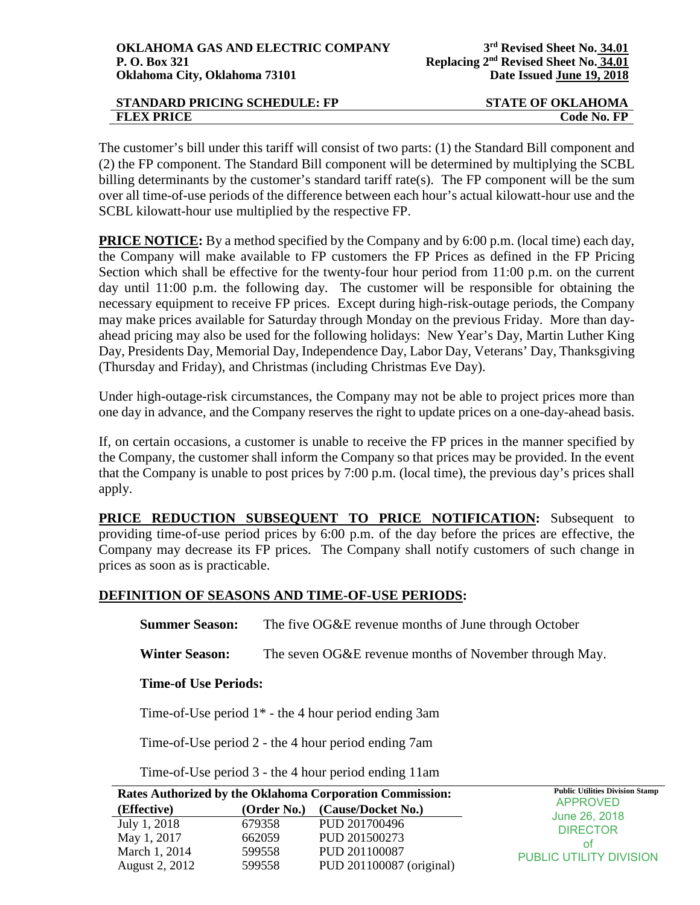The customer's bill under this tariff will consist of two parts: (1) the Standard Bill component and (2) the FP component. The Standard Bill component will be determined by multiplying the SCBL billing determinants by the customer's standard tariff rate(s). The FP component will be the sum over all time-of-use periods of the difference between each hour's actual kilowatt-hour use and the SCBL kilowatt-hour use multiplied by the respective FP.

**PRICE NOTICE:** By a method specified by the Company and by 6:00 p.m. (local time) each day, the Company will make available to FP customers the FP Prices as defined in the FP Pricing Section which shall be effective for the twenty-four hour period from 11:00 p.m. on the current day until 11:00 p.m. the following day. The customer will be responsible for obtaining the necessary equipment to receive FP prices. Except during high-risk-outage periods, the Company may make prices available for Saturday through Monday on the previous Friday. More than day-ahead pricing may also be used for the following holidays: New Year's Day, Martin Luther King Day, Presidents Day, Memorial Day, Independence Day, Labor Day, Veterans' Day, Thanksgiving (Thursday and Friday), and Christmas (including Christmas Eve Day).

Under high-outage-risk circumstances, the Company may not be able to project prices more than one day in advance, and the Company reserves the right to update prices on a one-day-ahead basis.

If, on certain occasions, a customer is unable to receive the FP prices in the manner specified by the Company, the customer shall inform the Company so that prices may be provided. In the event that the Company is unable to post prices by 7:00 p.m. (local time), the previous day's prices shall apply.

**PRICE REDUCTION SUBSEQUENT TO PRICE NOTIFICATION:** Subsequent to providing time-of-use period prices by 6:00 p.m. of the day before the prices are effective, the Company may decrease its FP prices. The Company shall notify customers of such change in prices as soon as is practicable.

**DEFINITION OF SEASONS AND TIME-OF-USE PERIODS:**

**Summer Season:** The five OG&E revenue months of June through October

**Winter Season:** The seven OG&E revenue months of November through May.

**Time-of Use Periods:**

Time-of-Use period 1* - the 4 hour period ending 3am

Time-of-Use period 2 - the 4 hour period ending 7am

Time-of-Use period 3 - the 4 hour period ending 11am

**Rates Authorized by the Oklahoma Corporation Commission:**

| (Effective) | (Order No.) | (Cause/Docket No.) |
|---|---|---|
| July 1, 2018 | 679358 | PUD 201700496 |
| May 1, 2017 | 662059 | PUD 201500273 |
| March 1, 2014 | 599558 | PUD 201100087 |
| August 2, 2012 | 599558 | PUD 201100087 (original) |

Public Utilities Division Stamp
APPROVED
June 26, 2018
DIRECTOR
of
PUBLIC UTILITY DIVISION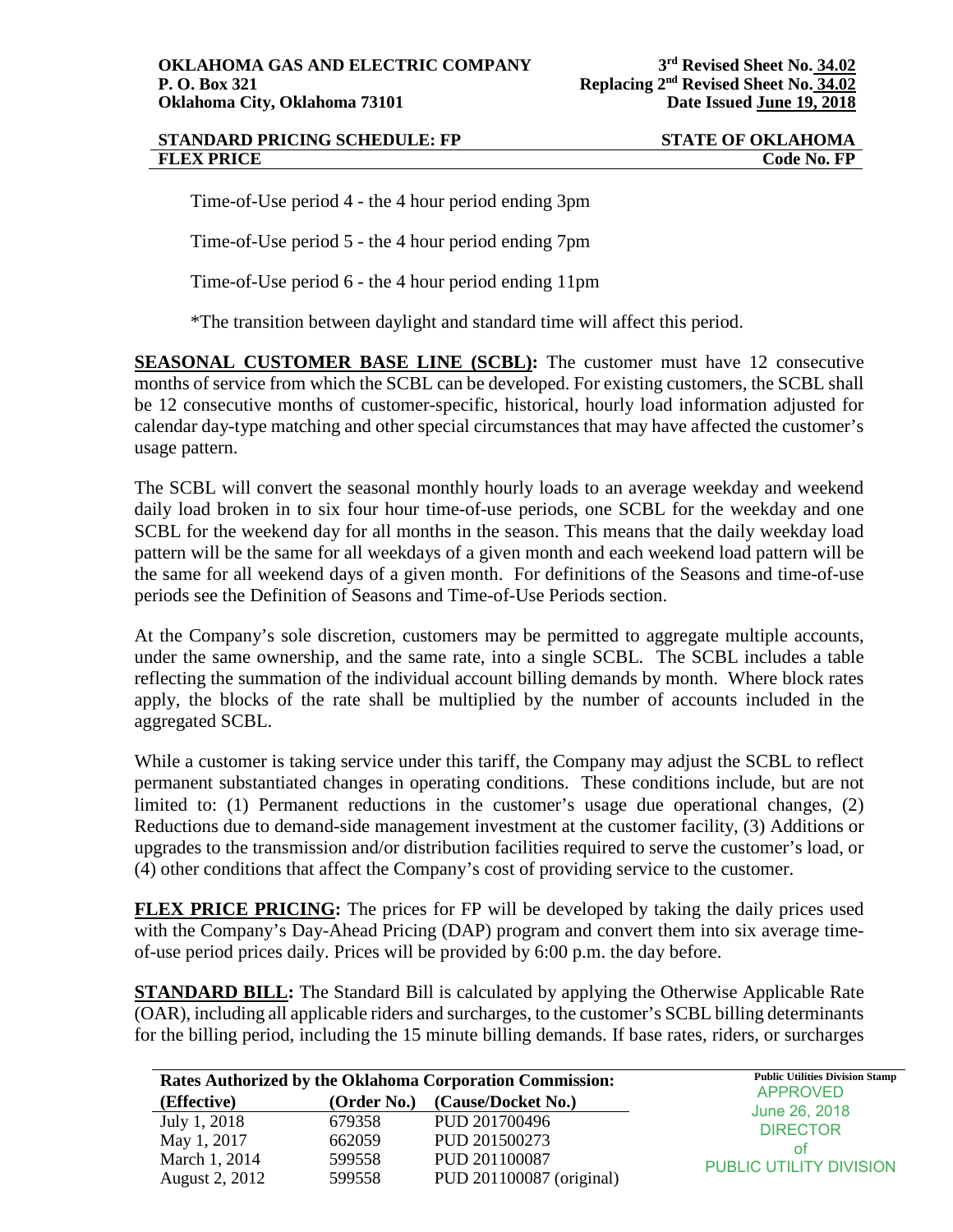Time-of-Use period 4 - the 4 hour period ending 3pm

Time-of-Use period 5 - the 4 hour period ending 7pm

Time-of-Use period 6 - the 4 hour period ending 11pm

*The transition between daylight and standard time will affect this period.

**SEASONAL CUSTOMER BASE LINE (SCBL):** The customer must have 12 consecutive months of service from which the SCBL can be developed. For existing customers, the SCBL shall be 12 consecutive months of customer-specific, historical, hourly load information adjusted for calendar day-type matching and other special circumstances that may have affected the customer's usage pattern.

The SCBL will convert the seasonal monthly hourly loads to an average weekday and weekend daily load broken in to six four hour time-of-use periods, one SCBL for the weekday and one SCBL for the weekend day for all months in the season. This means that the daily weekday load pattern will be the same for all weekdays of a given month and each weekend load pattern will be the same for all weekend days of a given month. For definitions of the Seasons and time-of-use periods see the Definition of Seasons and Time-of-Use Periods section.

At the Company's sole discretion, customers may be permitted to aggregate multiple accounts, under the same ownership, and the same rate, into a single SCBL. The SCBL includes a table reflecting the summation of the individual account billing demands by month. Where block rates apply, the blocks of the rate shall be multiplied by the number of accounts included in the aggregated SCBL.

While a customer is taking service under this tariff, the Company may adjust the SCBL to reflect permanent substantiated changes in operating conditions. These conditions include, but are not limited to: (1) Permanent reductions in the customer's usage due operational changes, (2) Reductions due to demand-side management investment at the customer facility, (3) Additions or upgrades to the transmission and/or distribution facilities required to serve the customer's load, or (4) other conditions that affect the Company's cost of providing service to the customer.

**FLEX PRICE PRICING:** The prices for FP will be developed by taking the daily prices used with the Company's Day-Ahead Pricing (DAP) program and convert them into six average time-of-use period prices daily. Prices will be provided by 6:00 p.m. the day before.

**STANDARD BILL:** The Standard Bill is calculated by applying the Otherwise Applicable Rate (OAR), including all applicable riders and surcharges, to the customer's SCBL billing determinants for the billing period, including the 15 minute billing demands. If base rates, riders, or surcharges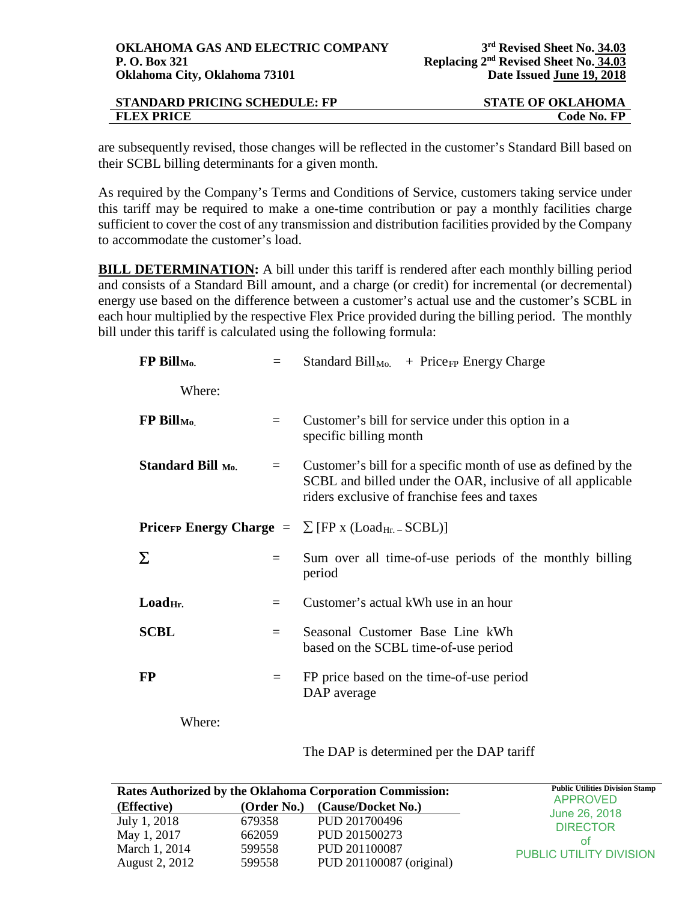are subsequently revised, those changes will be reflected in the customer's Standard Bill based on their SCBL billing determinants for a given month.

As required by the Company's Terms and Conditions of Service, customers taking service under this tariff may be required to make a one-time contribution or pay a monthly facilities charge sufficient to cover the cost of any transmission and distribution facilities provided by the Company to accommodate the customer's load.

**BILL DETERMINATION:** A bill under this tariff is rendered after each monthly billing period and consists of a Standard Bill amount, and a charge (or credit) for incremental (or decremental) energy use based on the difference between a customer's actual use and the customer's SCBL in each hour multiplied by the respective Flex Price provided during the billing period. The monthly bill under this tariff is calculated using the following formula:

**FP Bill$_{Mo.}$** = Standard Bill$_{Mo.}$ + Price$_{FP}$ Energy Charge

Where:

**FP Bill$_{Mo.}$** = Customer's bill for service under this option in a specific billing month

**Standard Bill $_{Mo.}$** = Customer's bill for a specific month of use as defined by the SCBL and billed under the OAR, inclusive of all applicable riders exclusive of franchise fees and taxes

**Price$_{FP}$ Energy Charge** = $\sum [FP \times (Load_{Hr.} - SCBL)]$

**$\sum$** = Sum over all time-of-use periods of the monthly billing period

**Load$_{Hr.}$** = Customer's actual kWh use in an hour

**SCBL** = Seasonal Customer Base Line kWh based on the SCBL time-of-use period

**FP** = FP price based on the time-of-use period DAP average

Where:

The DAP is determined per the DAP tariff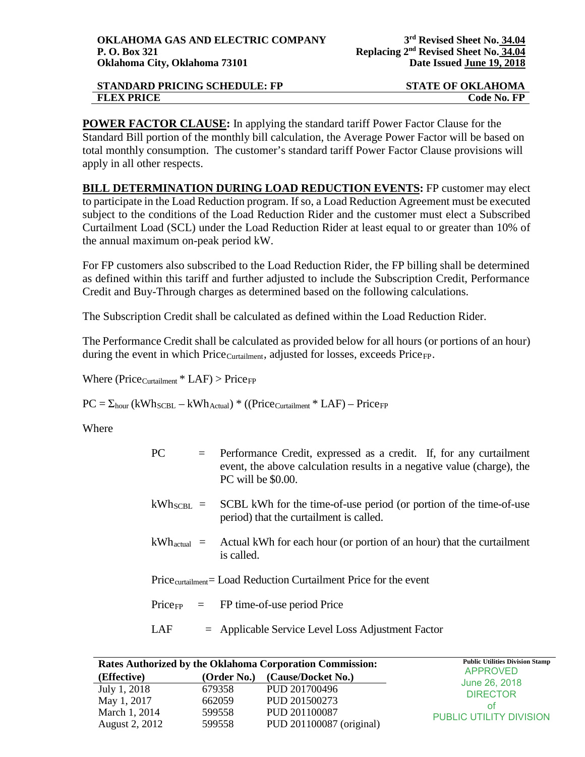**POWER FACTOR CLAUSE:** In applying the standard tariff Power Factor Clause for the Standard Bill portion of the monthly bill calculation, the Average Power Factor will be based on total monthly consumption. The customer's standard tariff Power Factor Clause provisions will apply in all other respects.

**BILL DETERMINATION DURING LOAD REDUCTION EVENTS:** FP customer may elect to participate in the Load Reduction program. If so, a Load Reduction Agreement must be executed subject to the conditions of the Load Reduction Rider and the customer must elect a Subscribed Curtailment Load (SCL) under the Load Reduction Rider at least equal to or greater than 10% of the annual maximum on-peak period kW.

For FP customers also subscribed to the Load Reduction Rider, the FP billing shall be determined as defined within this tariff and further adjusted to include the Subscription Credit, Performance Credit and Buy-Through charges as determined based on the following calculations.

The Subscription Credit shall be calculated as defined within the Load Reduction Rider.

The Performance Credit shall be calculated as provided below for all hours (or portions of an hour) during the event in which $Price_{Curtailment}$, adjusted for losses, exceeds $Price_{FP}$.

Where $(Price_{Curtailment} * LAF) > Price_{FP}$

$PC = \Sigma_{hour} (kWh_{SCBL} - kWh_{Actual}) * ((Price_{Curtailment} * LAF) - Price_{FP}$

Where

| | | |
|---|---|---|
| PC | = | Performance Credit, expressed as a credit. If, for any curtailment event, the above calculation results in a negative value (charge), the PC will be $0.00. |
| $kWh_{SCBL}$ | = | SCBL kWh for the time-of-use period (or portion of the time-of-use period) that the curtailment is called. |
| $kWh_{actual}$ | = | Actual kWh for each hour (or portion of an hour) that the curtailment is called. |
| $Price_{curtailment}$ | = | Load Reduction Curtailment Price for the event |
| $Price_{FP}$ | = | FP time-of-use period Price |
| LAF | = | Applicable Service Level Loss Adjustment Factor |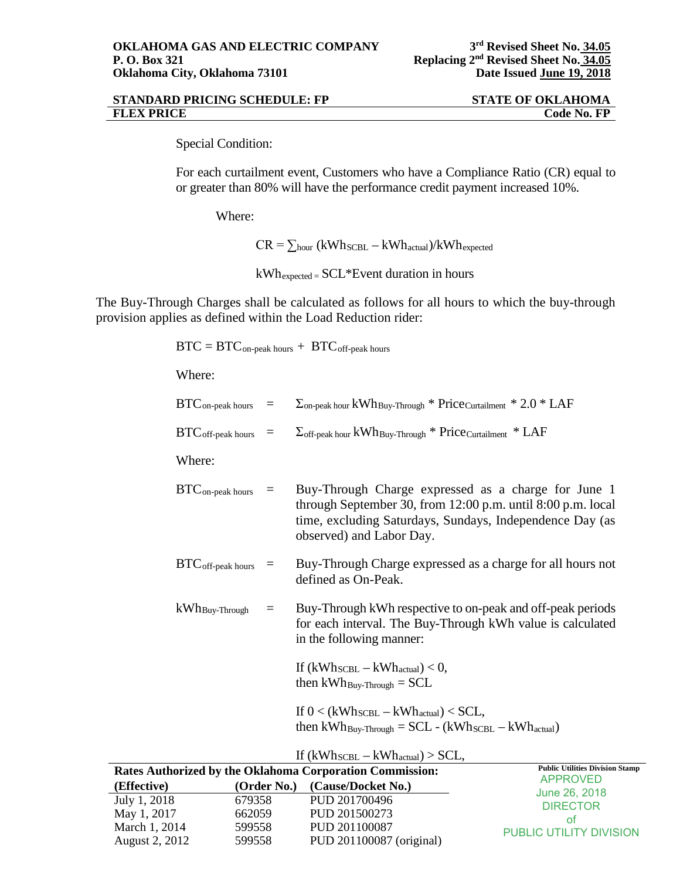**OKLAHOMA GAS AND ELECTRIC COMPANY**
**P. O. Box 321**
**Oklahoma City, Oklahoma 73101**

**3rd Revised Sheet No. 34.05**
**Replacing 2nd Revised Sheet No. 34.05**
**Date Issued June 19, 2018**

**STANDARD PRICING SCHEDULE: FP** — **STATE OF OKLAHOMA**
**FLEX PRICE** — **Code No. FP**

Special Condition:

For each curtailment event, Customers who have a Compliance Ratio (CR) equal to or greater than 80% will have the performance credit payment increased 10%.

Where:

$$CR = \sum_{hour} (kWh_{SCBL} - kWh_{actual})/kWh_{expected}$$

$$kWh_{expected} = SCL*\text{Event duration in hours}$$

The Buy-Through Charges shall be calculated as follows for all hours to which the buy-through provision applies as defined within the Load Reduction rider:

$$BTC = BTC_{on\text{-}peak\ hours} + BTC_{off\text{-}peak\ hours}$$

Where:

$$BTC_{on\text{-}peak\ hours} = \Sigma_{on\text{-}peak\ hour}\, kWh_{Buy\text{-}Through} * Price_{Curtailment} * 2.0 * LAF$$

$$BTC_{off\text{-}peak\ hours} = \Sigma_{off\text{-}peak\ hour}\, kWh_{Buy\text{-}Through} * Price_{Curtailment} * LAF$$

Where:

$BTC_{on\text{-}peak\ hours}$ = Buy-Through Charge expressed as a charge for June 1 through September 30, from 12:00 p.m. until 8:00 p.m. local time, excluding Saturdays, Sundays, Independence Day (as observed) and Labor Day.

$BTC_{off\text{-}peak\ hours}$ = Buy-Through Charge expressed as a charge for all hours not defined as On-Peak.

$kWh_{Buy\text{-}Through}$ = Buy-Through kWh respective to on-peak and off-peak periods for each interval. The Buy-Through kWh value is calculated in the following manner:

If $(kWh_{SCBL} - kWh_{actual}) < 0$,
then $kWh_{Buy\text{-}Through} = SCL$

If $0 < (kWh_{SCBL} - kWh_{actual}) < SCL$,
then $kWh_{Buy\text{-}Through} = SCL - (kWh_{SCBL} - kWh_{actual})$

If $(kWh_{SCBL} - kWh_{actual}) > SCL$,

| Rates Authorized by the Oklahoma Corporation Commission: | | |
|---|---|---|
| **(Effective)** | **(Order No.)** | **(Cause/Docket No.)** |
| July 1, 2018 | 679358 | PUD 201700496 |
| May 1, 2017 | 662059 | PUD 201500273 |
| March 1, 2014 | 599558 | PUD 201100087 |
| August 2, 2012 | 599558 | PUD 201100087 (original) |

Public Utilities Division Stamp
APPROVED
June 26, 2018
DIRECTOR
of
PUBLIC UTILITY DIVISION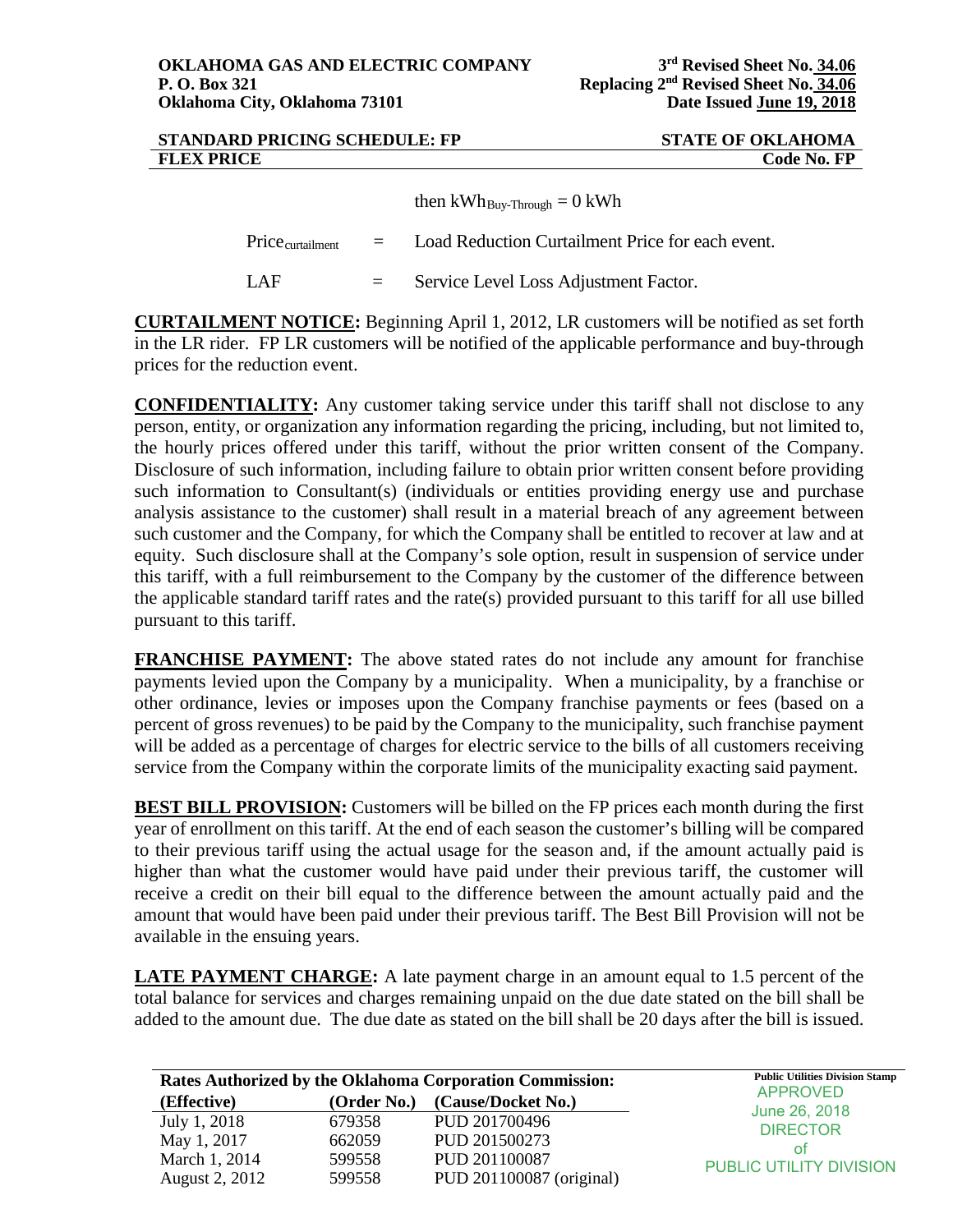then $kWh_{Buy\text{-}Through} = 0$ kWh

$Price_{curtailment}$ = Load Reduction Curtailment Price for each event.

LAF = Service Level Loss Adjustment Factor.

**CURTAILMENT NOTICE:** Beginning April 1, 2012, LR customers will be notified as set forth in the LR rider. FP LR customers will be notified of the applicable performance and buy-through prices for the reduction event.

**CONFIDENTIALITY:** Any customer taking service under this tariff shall not disclose to any person, entity, or organization any information regarding the pricing, including, but not limited to, the hourly prices offered under this tariff, without the prior written consent of the Company. Disclosure of such information, including failure to obtain prior written consent before providing such information to Consultant(s) (individuals or entities providing energy use and purchase analysis assistance to the customer) shall result in a material breach of any agreement between such customer and the Company, for which the Company shall be entitled to recover at law and at equity. Such disclosure shall at the Company's sole option, result in suspension of service under this tariff, with a full reimbursement to the Company by the customer of the difference between the applicable standard tariff rates and the rate(s) provided pursuant to this tariff for all use billed pursuant to this tariff.

**FRANCHISE PAYMENT:** The above stated rates do not include any amount for franchise payments levied upon the Company by a municipality. When a municipality, by a franchise or other ordinance, levies or imposes upon the Company franchise payments or fees (based on a percent of gross revenues) to be paid by the Company to the municipality, such franchise payment will be added as a percentage of charges for electric service to the bills of all customers receiving service from the Company within the corporate limits of the municipality exacting said payment.

**BEST BILL PROVISION:** Customers will be billed on the FP prices each month during the first year of enrollment on this tariff. At the end of each season the customer's billing will be compared to their previous tariff using the actual usage for the season and, if the amount actually paid is higher than what the customer would have paid under their previous tariff, the customer will receive a credit on their bill equal to the difference between the amount actually paid and the amount that would have been paid under their previous tariff. The Best Bill Provision will not be available in the ensuing years.

**LATE PAYMENT CHARGE:** A late payment charge in an amount equal to 1.5 percent of the total balance for services and charges remaining unpaid on the due date stated on the bill shall be added to the amount due. The due date as stated on the bill shall be 20 days after the bill is issued.

**Rates Authorized by the Oklahoma Corporation Commission:**

| (Effective) | (Order No.) | (Cause/Docket No.) |
|---|---|---|
| July 1, 2018 | 679358 | PUD 201700496 |
| May 1, 2017 | 662059 | PUD 201500273 |
| March 1, 2014 | 599558 | PUD 201100087 |
| August 2, 2012 | 599558 | PUD 201100087 (original) |

Public Utilities Division Stamp
APPROVED
June 26, 2018
DIRECTOR
of
PUBLIC UTILITY DIVISION